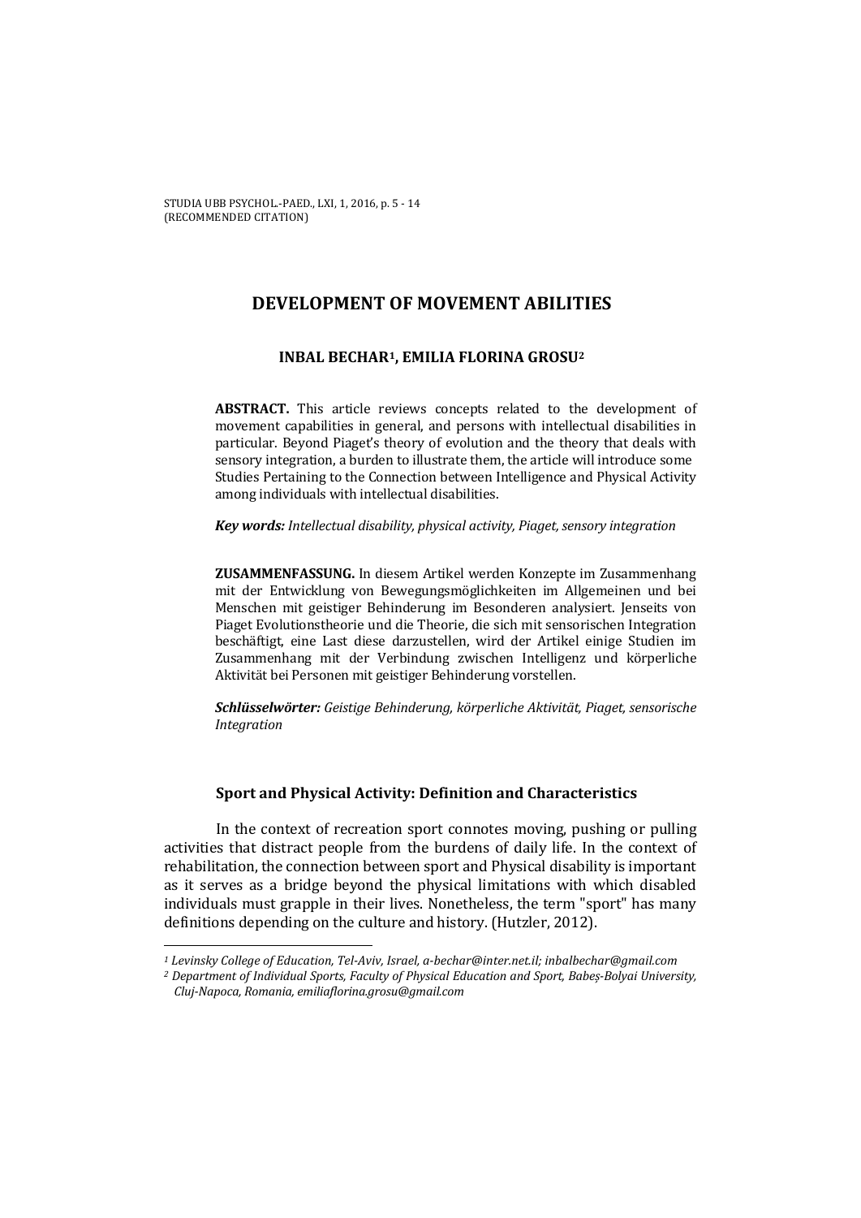# DEVELOPMENT OF MOVEMENT ABILITIES

**INBAL BECHAR[1], EMILIA FLORINA GROSU[2]**

**ABSTRACT.** This article reviews concepts related to the development of movement capabilities in general, and persons with intellectual disabilities in particular. Beyond Piaget's theory of evolution and the theory that deals with sensory integration, a burden to illustrate them, the article will introduce some Studies Pertaining to the Connection between Intelligence and Physical Activity among individuals with intellectual disabilities.

***Key words:*** *Intellectual disability, physical activity, Piaget, sensory integration*

**ZUSAMMENFASSUNG.** In diesem Artikel werden Konzepte im Zusammenhang mit der Entwicklung von Bewegungsmöglichkeiten im Allgemeinen und bei Menschen mit geistiger Behinderung im Besonderen analysiert. Jenseits von Piaget Evolutionstheorie und die Theorie, die sich mit sensorischen Integration beschäftigt, eine Last diese darzustellen, wird der Artikel einige Studien im Zusammenhang mit der Verbindung zwischen Intelligenz und körperliche Aktivität bei Personen mit geistiger Behinderung vorstellen.

***Schlüsselwörter:*** *Geistige Behinderung, körperliche Aktivität, Piaget, sensorische Integration*

## Sport and Physical Activity: Definition and Characteristics

In the context of recreation sport connotes moving, pushing or pulling activities that distract people from the burdens of daily life. In the context of rehabilitation, the connection between sport and Physical disability is important as it serves as a bridge beyond the physical limitations with which disabled individuals must grapple in their lives. Nonetheless, the term "sport" has many definitions depending on the culture and history. (Hutzler, 2012).

---

*[1] Levinsky College of Education, Tel-Aviv, Israel, a-bechar@inter.net.il; inbalbechar@gmail.com*

*[2] Department of Individual Sports, Faculty of Physical Education and Sport, Babeș-Bolyai University, Cluj-Napoca, Romania, emiliaflorina.grosu@gmail.com*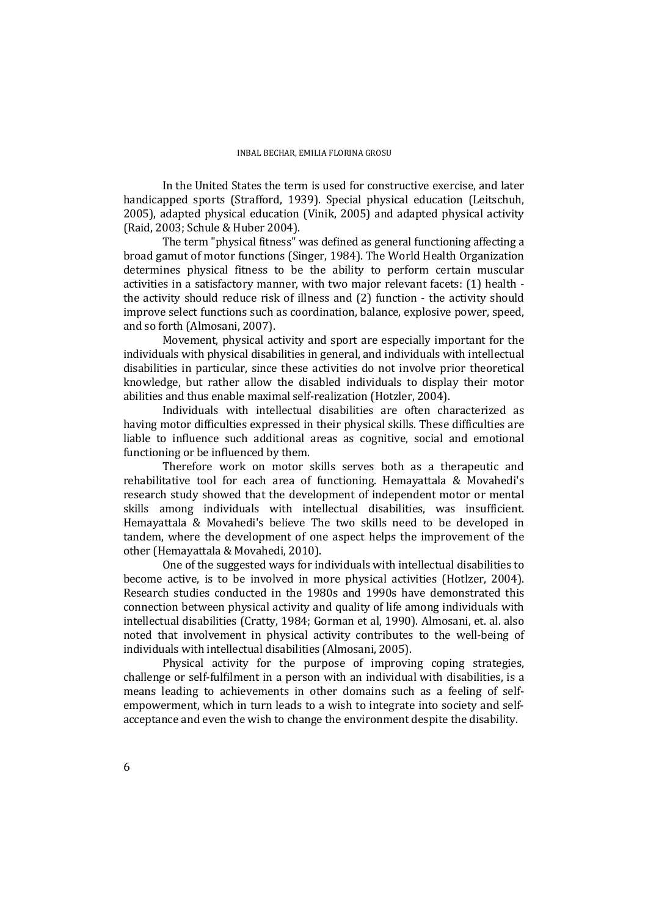In the United States the term is used for constructive exercise, and later handicapped sports (Strafford, 1939). Special physical education (Leitschuh, 2005), adapted physical education (Vinik, 2005) and adapted physical activity (Raid, 2003; Schule & Huber 2004).

The term "physical fitness" was defined as general functioning affecting a broad gamut of motor functions (Singer, 1984). The World Health Organization determines physical fitness to be the ability to perform certain muscular activities in a satisfactory manner, with two major relevant facets: (1) health - the activity should reduce risk of illness and (2) function - the activity should improve select functions such as coordination, balance, explosive power, speed, and so forth (Almosani, 2007).

Movement, physical activity and sport are especially important for the individuals with physical disabilities in general, and individuals with intellectual disabilities in particular, since these activities do not involve prior theoretical knowledge, but rather allow the disabled individuals to display their motor abilities and thus enable maximal self-realization (Hotzler, 2004).

Individuals with intellectual disabilities are often characterized as having motor difficulties expressed in their physical skills. These difficulties are liable to influence such additional areas as cognitive, social and emotional functioning or be influenced by them.

Therefore work on motor skills serves both as a therapeutic and rehabilitative tool for each area of functioning. Hemayattala & Movahedi's research study showed that the development of independent motor or mental skills among individuals with intellectual disabilities, was insufficient. Hemayattala & Movahedi's believe The two skills need to be developed in tandem, where the development of one aspect helps the improvement of the other (Hemayattala & Movahedi, 2010).

One of the suggested ways for individuals with intellectual disabilities to become active, is to be involved in more physical activities (Hotlzer, 2004). Research studies conducted in the 1980s and 1990s have demonstrated this connection between physical activity and quality of life among individuals with intellectual disabilities (Cratty, 1984; Gorman et al, 1990). Almosani, et. al. also noted that involvement in physical activity contributes to the well-being of individuals with intellectual disabilities (Almosani, 2005).

Physical activity for the purpose of improving coping strategies, challenge or self-fulfilment in a person with an individual with disabilities, is a means leading to achievements in other domains such as a feeling of self-empowerment, which in turn leads to a wish to integrate into society and self-acceptance and even the wish to change the environment despite the disability.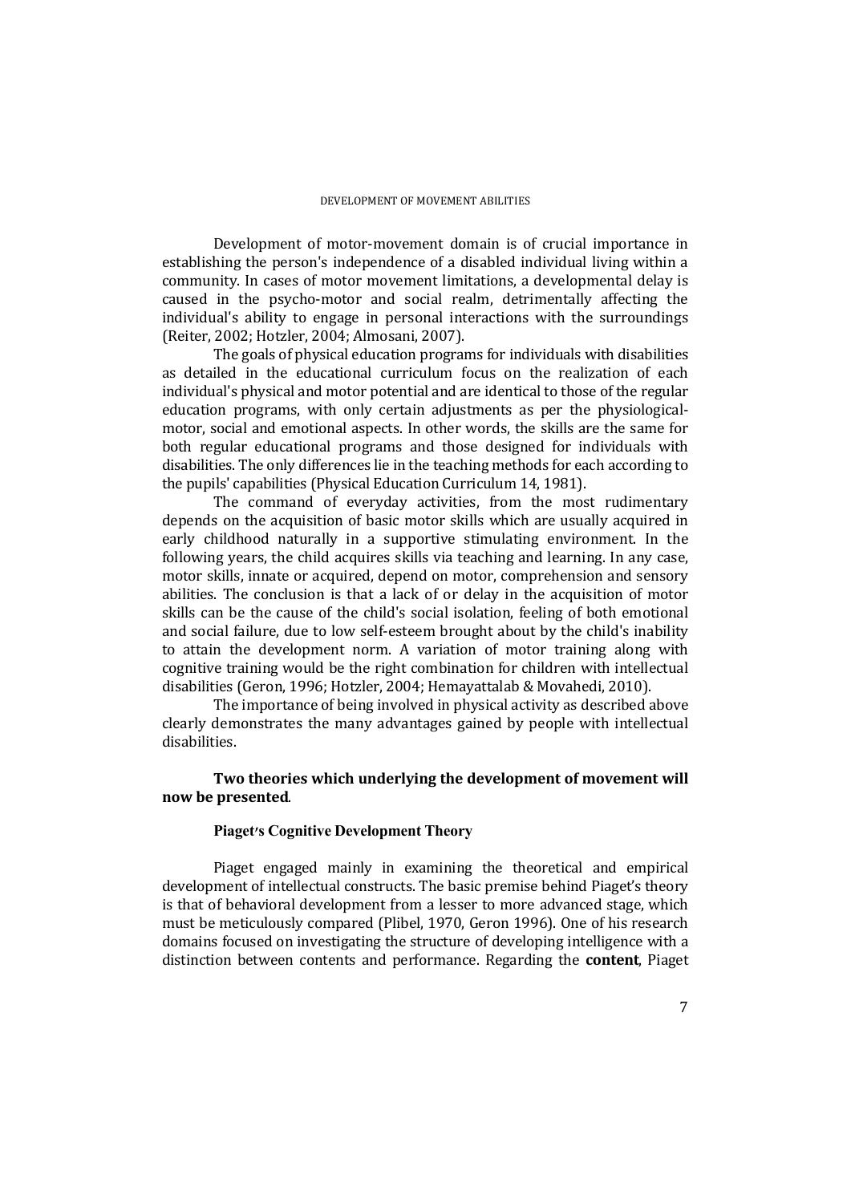Development of motor-movement domain is of crucial importance in establishing the person's independence of a disabled individual living within a community. In cases of motor movement limitations, a developmental delay is caused in the psycho-motor and social realm, detrimentally affecting the individual's ability to engage in personal interactions with the surroundings (Reiter, 2002; Hotzler, 2004; Almosani, 2007).

The goals of physical education programs for individuals with disabilities as detailed in the educational curriculum focus on the realization of each individual's physical and motor potential and are identical to those of the regular education programs, with only certain adjustments as per the physiological-motor, social and emotional aspects. In other words, the skills are the same for both regular educational programs and those designed for individuals with disabilities. The only differences lie in the teaching methods for each according to the pupils' capabilities (Physical Education Curriculum 14, 1981).

The command of everyday activities, from the most rudimentary depends on the acquisition of basic motor skills which are usually acquired in early childhood naturally in a supportive stimulating environment. In the following years, the child acquires skills via teaching and learning. In any case, motor skills, innate or acquired, depend on motor, comprehension and sensory abilities. The conclusion is that a lack of or delay in the acquisition of motor skills can be the cause of the child's social isolation, feeling of both emotional and social failure, due to low self-esteem brought about by the child's inability to attain the development norm. A variation of motor training along with cognitive training would be the right combination for children with intellectual disabilities (Geron, 1996; Hotzler, 2004; Hemayattalab & Movahedi, 2010).

The importance of being involved in physical activity as described above clearly demonstrates the many advantages gained by people with intellectual disabilities.

**Two theories which underlying the development of movement will now be presented**.

### Piaget's Cognitive Development Theory

Piaget engaged mainly in examining the theoretical and empirical development of intellectual constructs. The basic premise behind Piaget's theory is that of behavioral development from a lesser to more advanced stage, which must be meticulously compared (Plibel, 1970, Geron 1996). One of his research domains focused on investigating the structure of developing intelligence with a distinction between contents and performance. Regarding the **content**, Piaget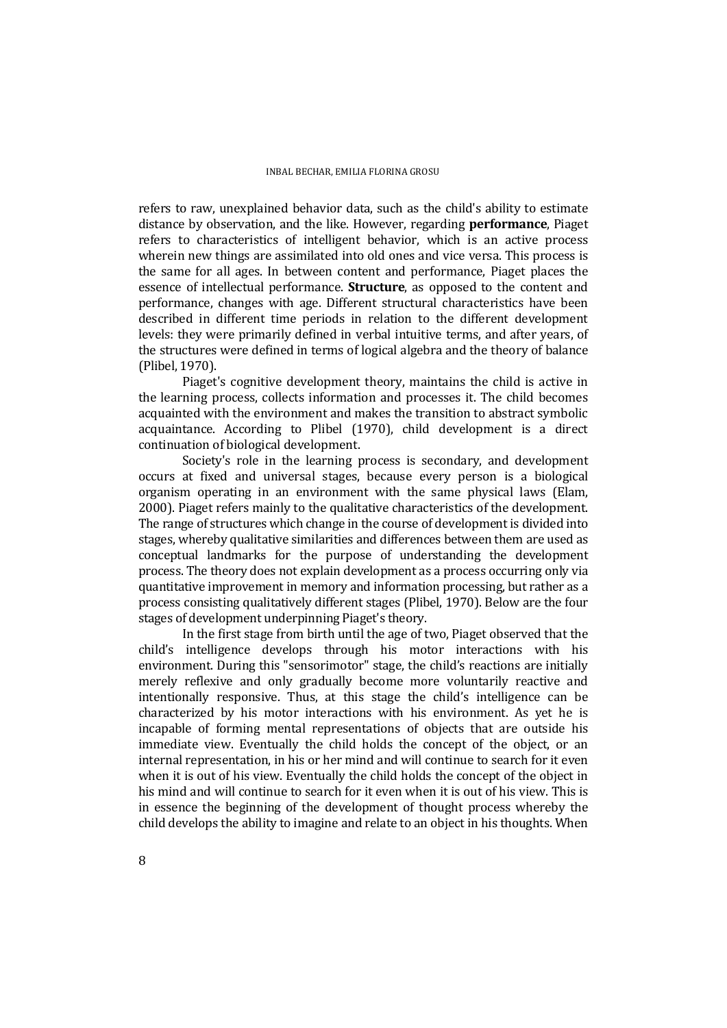refers to raw, unexplained behavior data, such as the child's ability to estimate distance by observation, and the like. However, regarding **performance**, Piaget refers to characteristics of intelligent behavior, which is an active process wherein new things are assimilated into old ones and vice versa. This process is the same for all ages. In between content and performance, Piaget places the essence of intellectual performance. **Structure**, as opposed to the content and performance, changes with age. Different structural characteristics have been described in different time periods in relation to the different development levels: they were primarily defined in verbal intuitive terms, and after years, of the structures were defined in terms of logical algebra and the theory of balance (Plibel, 1970).

Piaget's cognitive development theory, maintains the child is active in the learning process, collects information and processes it. The child becomes acquainted with the environment and makes the transition to abstract symbolic acquaintance. According to Plibel (1970), child development is a direct continuation of biological development.

Society's role in the learning process is secondary, and development occurs at fixed and universal stages, because every person is a biological organism operating in an environment with the same physical laws (Elam, 2000). Piaget refers mainly to the qualitative characteristics of the development. The range of structures which change in the course of development is divided into stages, whereby qualitative similarities and differences between them are used as conceptual landmarks for the purpose of understanding the development process. The theory does not explain development as a process occurring only via quantitative improvement in memory and information processing, but rather as a process consisting qualitatively different stages (Plibel, 1970). Below are the four stages of development underpinning Piaget's theory.

In the first stage from birth until the age of two, Piaget observed that the child's intelligence develops through his motor interactions with his environment. During this "sensorimotor" stage, the child's reactions are initially merely reflexive and only gradually become more voluntarily reactive and intentionally responsive. Thus, at this stage the child's intelligence can be characterized by his motor interactions with his environment. As yet he is incapable of forming mental representations of objects that are outside his immediate view. Eventually the child holds the concept of the object, or an internal representation, in his or her mind and will continue to search for it even when it is out of his view. Eventually the child holds the concept of the object in his mind and will continue to search for it even when it is out of his view. This is in essence the beginning of the development of thought process whereby the child develops the ability to imagine and relate to an object in his thoughts. When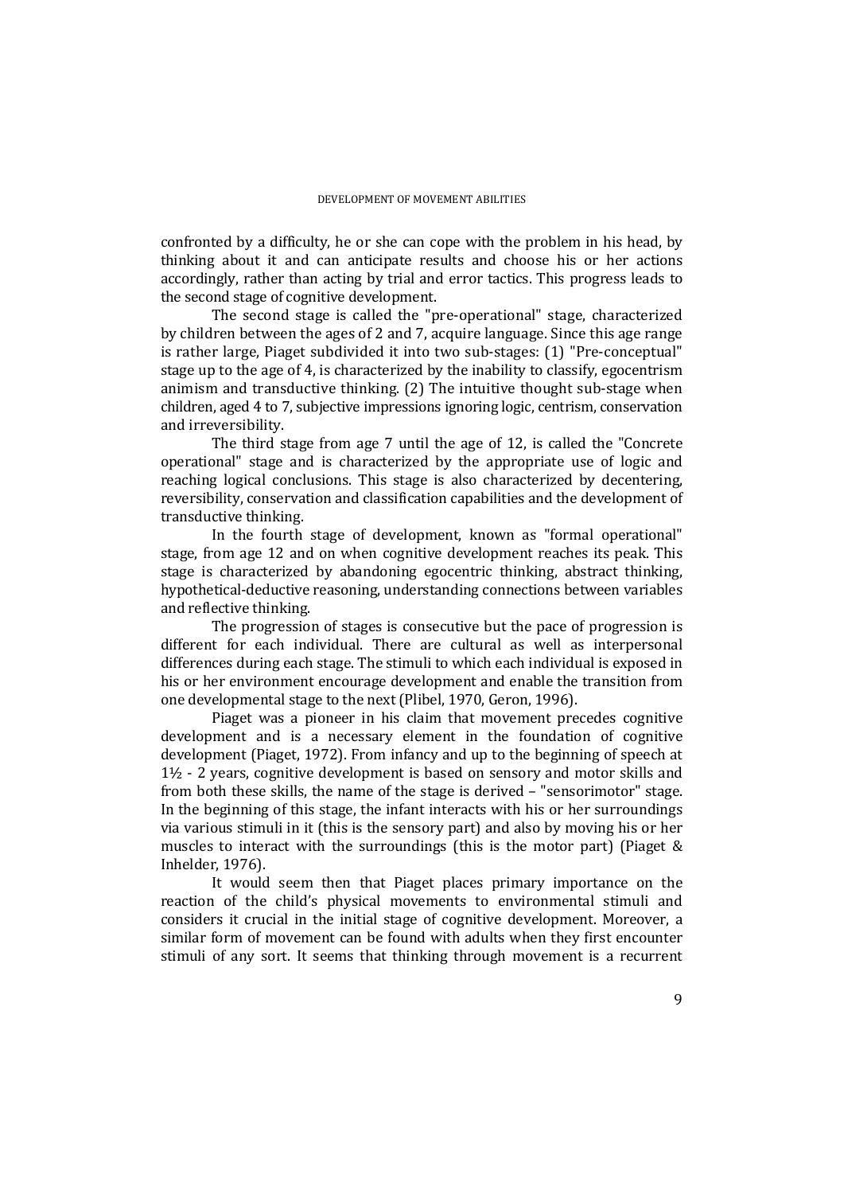confronted by a difficulty, he or she can cope with the problem in his head, by thinking about it and can anticipate results and choose his or her actions accordingly, rather than acting by trial and error tactics. This progress leads to the second stage of cognitive development.

The second stage is called the "pre-operational" stage, characterized by children between the ages of 2 and 7, acquire language. Since this age range is rather large, Piaget subdivided it into two sub-stages: (1) "Pre-conceptual" stage up to the age of 4, is characterized by the inability to classify, egocentrism animism and transductive thinking. (2) The intuitive thought sub-stage when children, aged 4 to 7, subjective impressions ignoring logic, centrism, conservation and irreversibility.

The third stage from age 7 until the age of 12, is called the "Concrete operational" stage and is characterized by the appropriate use of logic and reaching logical conclusions. This stage is also characterized by decentering, reversibility, conservation and classification capabilities and the development of transductive thinking.

In the fourth stage of development, known as "formal operational" stage, from age 12 and on when cognitive development reaches its peak. This stage is characterized by abandoning egocentric thinking, abstract thinking, hypothetical-deductive reasoning, understanding connections between variables and reflective thinking.

The progression of stages is consecutive but the pace of progression is different for each individual. There are cultural as well as interpersonal differences during each stage. The stimuli to which each individual is exposed in his or her environment encourage development and enable the transition from one developmental stage to the next (Plibel, 1970, Geron, 1996).

Piaget was a pioneer in his claim that movement precedes cognitive development and is a necessary element in the foundation of cognitive development (Piaget, 1972). From infancy and up to the beginning of speech at 1½ - 2 years, cognitive development is based on sensory and motor skills and from both these skills, the name of the stage is derived – "sensorimotor" stage. In the beginning of this stage, the infant interacts with his or her surroundings via various stimuli in it (this is the sensory part) and also by moving his or her muscles to interact with the surroundings (this is the motor part) (Piaget & Inhelder, 1976).

It would seem then that Piaget places primary importance on the reaction of the child's physical movements to environmental stimuli and considers it crucial in the initial stage of cognitive development. Moreover, a similar form of movement can be found with adults when they first encounter stimuli of any sort. It seems that thinking through movement is a recurrent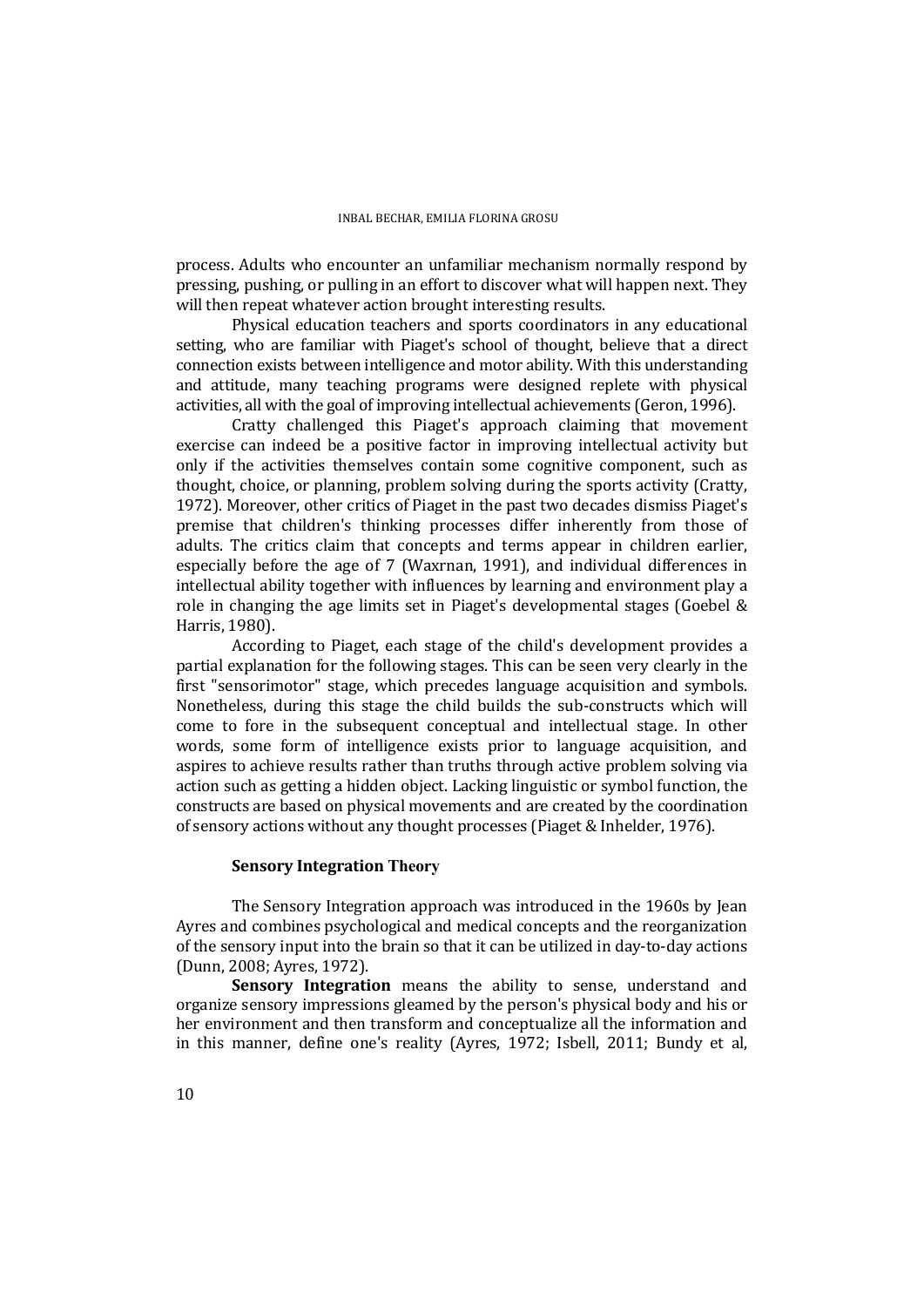process. Adults who encounter an unfamiliar mechanism normally respond by pressing, pushing, or pulling in an effort to discover what will happen next. They will then repeat whatever action brought interesting results.

Physical education teachers and sports coordinators in any educational setting, who are familiar with Piaget's school of thought, believe that a direct connection exists between intelligence and motor ability. With this understanding and attitude, many teaching programs were designed replete with physical activities, all with the goal of improving intellectual achievements (Geron, 1996).

Cratty challenged this Piaget's approach claiming that movement exercise can indeed be a positive factor in improving intellectual activity but only if the activities themselves contain some cognitive component, such as thought, choice, or planning, problem solving during the sports activity (Cratty, 1972). Moreover, other critics of Piaget in the past two decades dismiss Piaget's premise that children's thinking processes differ inherently from those of adults. The critics claim that concepts and terms appear in children earlier, especially before the age of 7 (Waxrnan, 1991), and individual differences in intellectual ability together with influences by learning and environment play a role in changing the age limits set in Piaget's developmental stages (Goebel & Harris, 1980).

According to Piaget, each stage of the child's development provides a partial explanation for the following stages. This can be seen very clearly in the first "sensorimotor" stage, which precedes language acquisition and symbols. Nonetheless, during this stage the child builds the sub-constructs which will come to fore in the subsequent conceptual and intellectual stage. In other words, some form of intelligence exists prior to language acquisition, and aspires to achieve results rather than truths through active problem solving via action such as getting a hidden object. Lacking linguistic or symbol function, the constructs are based on physical movements and are created by the coordination of sensory actions without any thought processes (Piaget & Inhelder, 1976).

### Sensory Integration Theory

The Sensory Integration approach was introduced in the 1960s by Jean Ayres and combines psychological and medical concepts and the reorganization of the sensory input into the brain so that it can be utilized in day-to-day actions (Dunn, 2008; Ayres, 1972).

**Sensory Integration** means the ability to sense, understand and organize sensory impressions gleamed by the person's physical body and his or her environment and then transform and conceptualize all the information and in this manner, define one's reality (Ayres, 1972; Isbell, 2011; Bundy et al,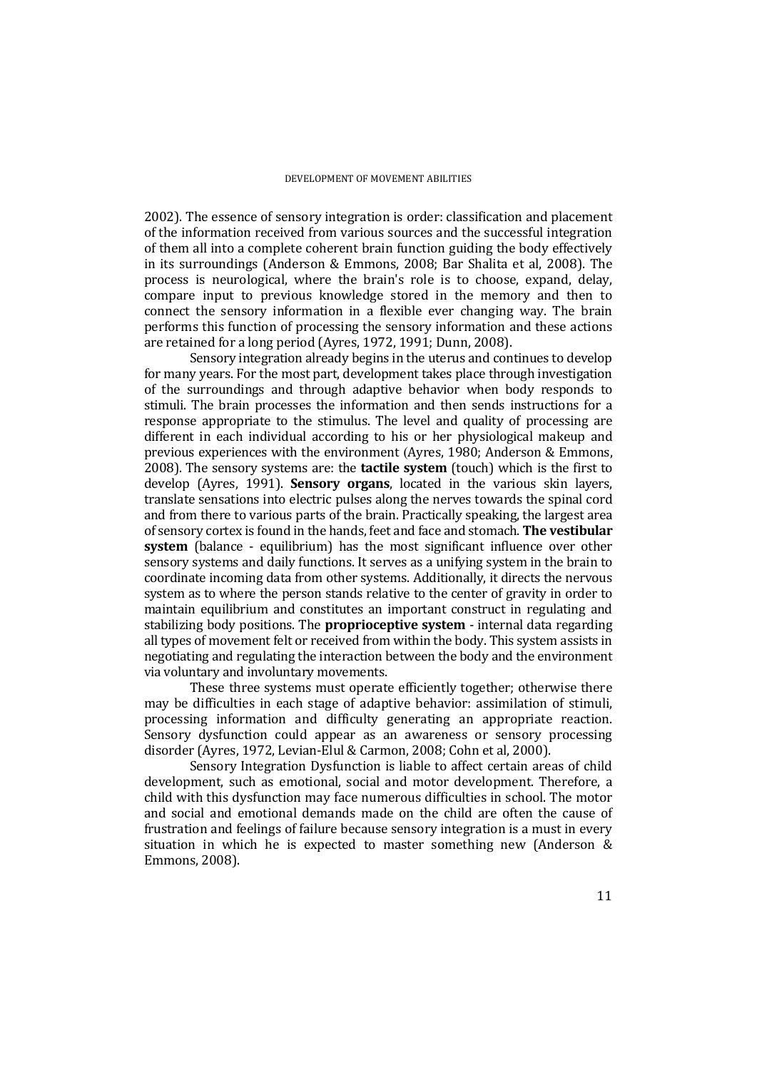2002). The essence of sensory integration is order: classification and placement of the information received from various sources and the successful integration of them all into a complete coherent brain function guiding the body effectively in its surroundings (Anderson & Emmons, 2008; Bar Shalita et al, 2008). The process is neurological, where the brain's role is to choose, expand, delay, compare input to previous knowledge stored in the memory and then to connect the sensory information in a flexible ever changing way. The brain performs this function of processing the sensory information and these actions are retained for a long period (Ayres, 1972, 1991; Dunn, 2008).

Sensory integration already begins in the uterus and continues to develop for many years. For the most part, development takes place through investigation of the surroundings and through adaptive behavior when body responds to stimuli. The brain processes the information and then sends instructions for a response appropriate to the stimulus. The level and quality of processing are different in each individual according to his or her physiological makeup and previous experiences with the environment (Ayres, 1980; Anderson & Emmons, 2008). The sensory systems are: the **tactile system** (touch) which is the first to develop (Ayres, 1991). **Sensory organs**, located in the various skin layers, translate sensations into electric pulses along the nerves towards the spinal cord and from there to various parts of the brain. Practically speaking, the largest area of sensory cortex is found in the hands, feet and face and stomach. **The vestibular system** (balance - equilibrium) has the most significant influence over other sensory systems and daily functions. It serves as a unifying system in the brain to coordinate incoming data from other systems. Additionally, it directs the nervous system as to where the person stands relative to the center of gravity in order to maintain equilibrium and constitutes an important construct in regulating and stabilizing body positions. The **proprioceptive system** - internal data regarding all types of movement felt or received from within the body. This system assists in negotiating and regulating the interaction between the body and the environment via voluntary and involuntary movements.

These three systems must operate efficiently together; otherwise there may be difficulties in each stage of adaptive behavior: assimilation of stimuli, processing information and difficulty generating an appropriate reaction. Sensory dysfunction could appear as an awareness or sensory processing disorder (Ayres, 1972, Levian-Elul & Carmon, 2008; Cohn et al, 2000).

Sensory Integration Dysfunction is liable to affect certain areas of child development, such as emotional, social and motor development. Therefore, a child with this dysfunction may face numerous difficulties in school. The motor and social and emotional demands made on the child are often the cause of frustration and feelings of failure because sensory integration is a must in every situation in which he is expected to master something new (Anderson & Emmons, 2008).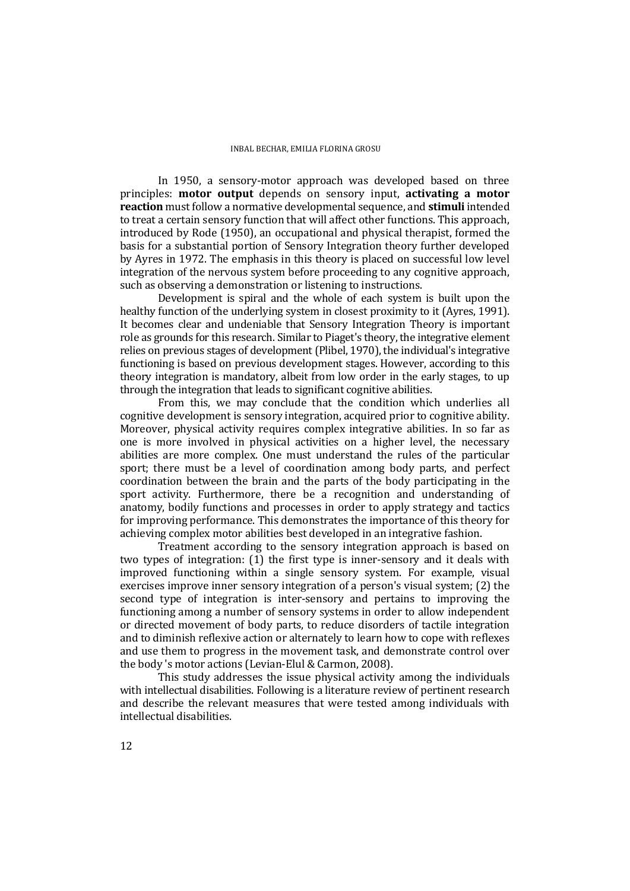In 1950, a sensory-motor approach was developed based on three principles: **motor output** depends on sensory input, **activating a motor reaction** must follow a normative developmental sequence, and **stimuli** intended to treat a certain sensory function that will affect other functions. This approach, introduced by Rode (1950), an occupational and physical therapist, formed the basis for a substantial portion of Sensory Integration theory further developed by Ayres in 1972. The emphasis in this theory is placed on successful low level integration of the nervous system before proceeding to any cognitive approach, such as observing a demonstration or listening to instructions.

Development is spiral and the whole of each system is built upon the healthy function of the underlying system in closest proximity to it (Ayres, 1991). It becomes clear and undeniable that Sensory Integration Theory is important role as grounds for this research. Similar to Piaget's theory, the integrative element relies on previous stages of development (Plibel, 1970), the individual's integrative functioning is based on previous development stages. However, according to this theory integration is mandatory, albeit from low order in the early stages, to up through the integration that leads to significant cognitive abilities.

From this, we may conclude that the condition which underlies all cognitive development is sensory integration, acquired prior to cognitive ability. Moreover, physical activity requires complex integrative abilities. In so far as one is more involved in physical activities on a higher level, the necessary abilities are more complex. One must understand the rules of the particular sport; there must be a level of coordination among body parts, and perfect coordination between the brain and the parts of the body participating in the sport activity. Furthermore, there be a recognition and understanding of anatomy, bodily functions and processes in order to apply strategy and tactics for improving performance. This demonstrates the importance of this theory for achieving complex motor abilities best developed in an integrative fashion.

Treatment according to the sensory integration approach is based on two types of integration: (1) the first type is inner-sensory and it deals with improved functioning within a single sensory system. For example, visual exercises improve inner sensory integration of a person's visual system; (2) the second type of integration is inter-sensory and pertains to improving the functioning among a number of sensory systems in order to allow independent or directed movement of body parts, to reduce disorders of tactile integration and to diminish reflexive action or alternately to learn how to cope with reflexes and use them to progress in the movement task, and demonstrate control over the body 's motor actions (Levian-Elul & Carmon, 2008).

This study addresses the issue physical activity among the individuals with intellectual disabilities. Following is a literature review of pertinent research and describe the relevant measures that were tested among individuals with intellectual disabilities.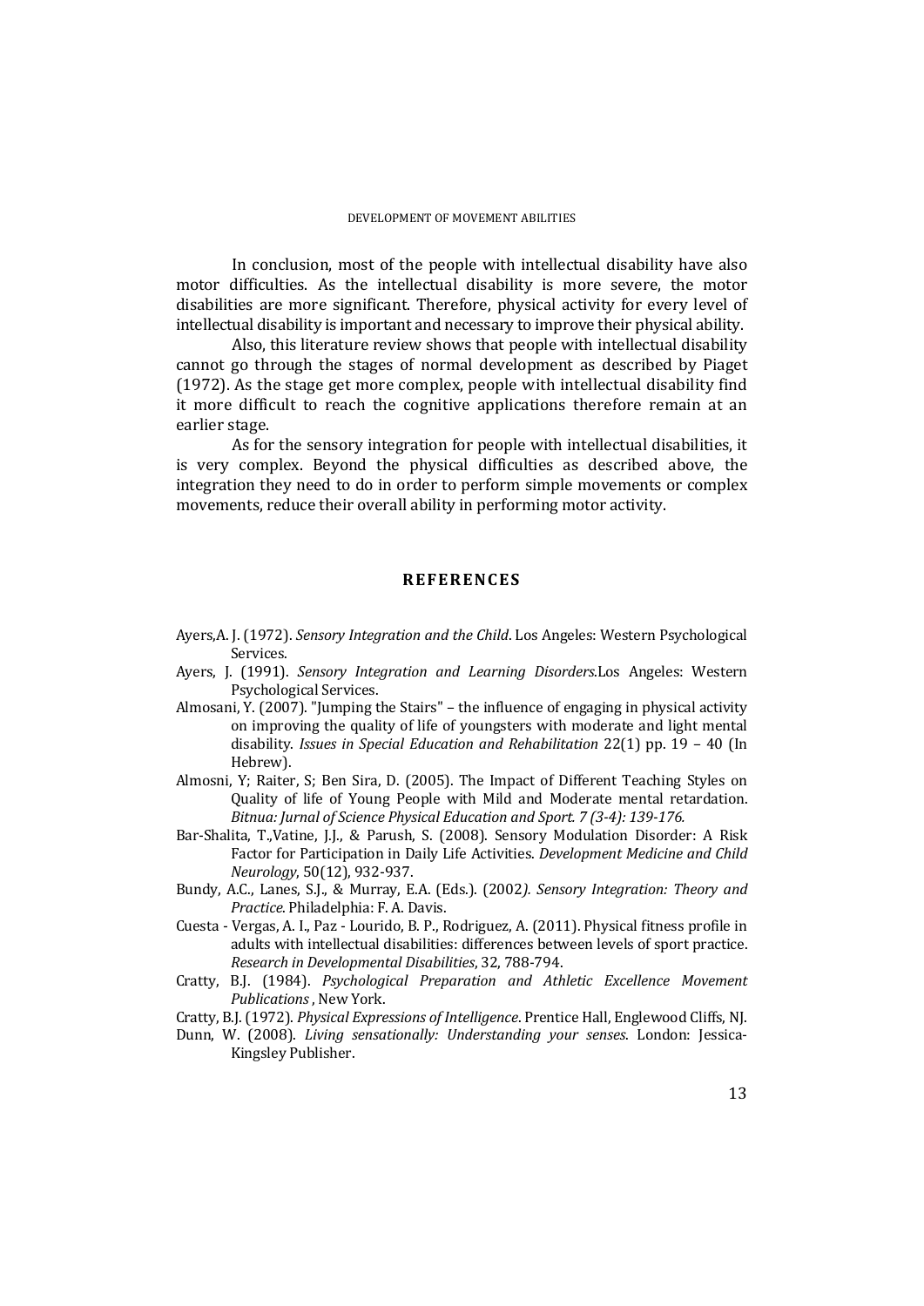In conclusion, most of the people with intellectual disability have also motor difficulties. As the intellectual disability is more severe, the motor disabilities are more significant. Therefore, physical activity for every level of intellectual disability is important and necessary to improve their physical ability.

Also, this literature review shows that people with intellectual disability cannot go through the stages of normal development as described by Piaget (1972). As the stage get more complex, people with intellectual disability find it more difficult to reach the cognitive applications therefore remain at an earlier stage.

As for the sensory integration for people with intellectual disabilities, it is very complex. Beyond the physical difficulties as described above, the integration they need to do in order to perform simple movements or complex movements, reduce their overall ability in performing motor activity.

## REFERENCES

Ayers,A. J. (1972). *Sensory Integration and the Child*. Los Angeles: Western Psychological Services.

Ayers, J. (1991). *Sensory Integration and Learning Disorders*.Los Angeles: Western Psychological Services.

Almosani, Y. (2007). "Jumping the Stairs" – the influence of engaging in physical activity on improving the quality of life of youngsters with moderate and light mental disability. *Issues in Special Education and Rehabilitation* 22(1) pp. 19 – 40 (In Hebrew).

Almosni, Y; Raiter, S; Ben Sira, D. (2005). The Impact of Different Teaching Styles on Quality of life of Young People with Mild and Moderate mental retardation. *Bitnua: Jurnal of Science Physical Education and Sport. 7 (3-4): 139-176.*

Bar-Shalita, T.,Vatine, J.J., & Parush, S. (2008). Sensory Modulation Disorder: A Risk Factor for Participation in Daily Life Activities. *Development Medicine and Child Neurology*, 50(12), 932-937.

Bundy, A.C., Lanes, S.J., & Murray, E.A. (Eds.). (2002*). Sensory Integration: Theory and Practice*. Philadelphia: F. A. Davis.

Cuesta - Vergas, A. I., Paz - Lourido, B. P., Rodriguez, A. (2011). Physical fitness profile in adults with intellectual disabilities: differences between levels of sport practice. *Research in Developmental Disabilities*, 32, 788-794.

Cratty, B.J. (1984). *Psychological Preparation and Athletic Excellence Movement Publications* , New York.

Cratty, B.J. (1972). *Physical Expressions of Intelligence*. Prentice Hall, Englewood Cliffs, NJ.

Dunn, W. (2008). *Living sensationally: Understanding your senses*. London: Jessica-Kingsley Publisher.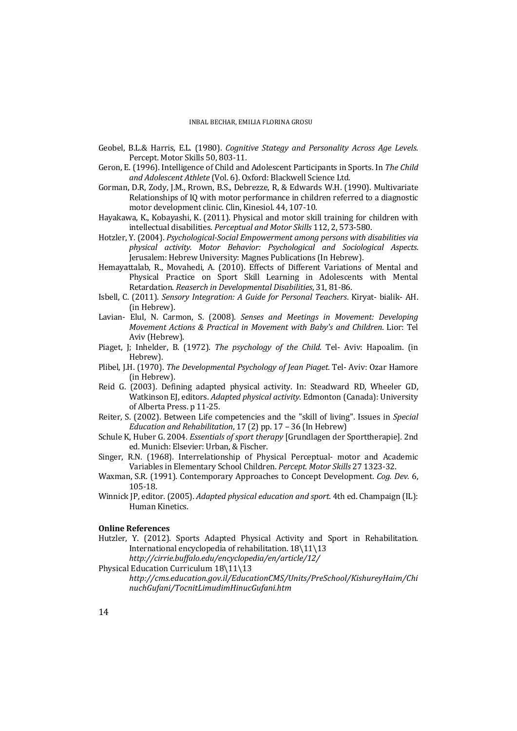Geobel, B.L.& Harris, E.L. (1980). *Cognitive Stategy and Personality Across Age Levels*. Percept. Motor Skills 50, 803-11.

Geron, E. (1996). Intelligence of Child and Adolescent Participants in Sports. In *The Child and Adolescent Athlete* (Vol. 6). Oxford: Blackwell Science Ltd.

Gorman, D.R, Zody, J.M., Rrown, B.S., Debrezze, R, & Edwards W.H. (1990). Multivariate Relationships of IQ with motor performance in children referred to a diagnostic motor development clinic. Clin, Kinesiol. 44, 107-10.

Hayakawa, K., Kobayashi, K. (2011). Physical and motor skill training for children with intellectual disabilities. *Perceptual and Motor Skills* 112, 2, 573-580.

Hotzler, Y. (2004). *Psychological-Social Empowerment among persons with disabilities via physical activity. Motor Behavior: Psychological and Sociological Aspects*. Jerusalem: Hebrew University: Magnes Publications (In Hebrew).

Hemayattalab, R., Movahedi, A. (2010). Effects of Different Variations of Mental and Physical Practice on Sport Skill Learning in Adolescents with Mental Retardation. *Reaserch in Developmental Disabilities*, 31, 81-86.

Isbell, C. (2011). *Sensory Integration: A Guide for Personal Teachers*. Kiryat- bialik- AH. (in Hebrew).

Lavian- Elul, N. Carmon, S. (2008). *Senses and Meetings in Movement: Developing Movement Actions & Practical in Movement with Baby's and Children*. Lior: Tel Aviv (Hebrew).

Piaget, J; Inhelder, B. (1972). *The psychology of the Child*. Tel- Aviv: Hapoalim. (in Hebrew).

Plibel, J.H. (1970). *The Developmental Psychology of Jean Piaget*. Tel- Aviv: Ozar Hamore (in Hebrew).

Reid G. (2003). Defining adapted physical activity. In: Steadward RD, Wheeler GD, Watkinson EJ, editors. *Adapted physical activity*. Edmonton (Canada): University of Alberta Press. p 11-25.

Reiter, S. (2002). Between Life competencies and the "skill of living". Issues in *Special Education and Rehabilitation*, 17 (2) pp. 17 – 36 (In Hebrew)

Schule K, Huber G. 2004. *Essentials of sport therapy* [Grundlagen der Sporttherapie]. 2nd ed. Munich: Elsevier: Urban, & Fischer.

Singer, R.N. (1968). Interrelationship of Physical Perceptual- motor and Academic Variables in Elementary School Children. *Percept. Motor Skills* 27 1323-32.

Waxman, S.R. (1991). Contemporary Approaches to Concept Development. *Cog. Dev.* 6, 105-18.

Winnick JP, editor. (2005). *Adapted physical education and sport*. 4th ed. Champaign (IL): Human Kinetics.

**Online References**

Hutzler, Y. (2012). Sports Adapted Physical Activity and Sport in Rehabilitation. International encyclopedia of rehabilitation. 18\11\13 *http://cirrie.buffalo.edu/encyclopedia/en/article/12/*

Physical Education Curriculum 18\11\13 *http://cms.education.gov.il/EducationCMS/Units/PreSchool/KishureyHaim/ChinuchGufani/TocnitLimudimHinucGufani.htm*